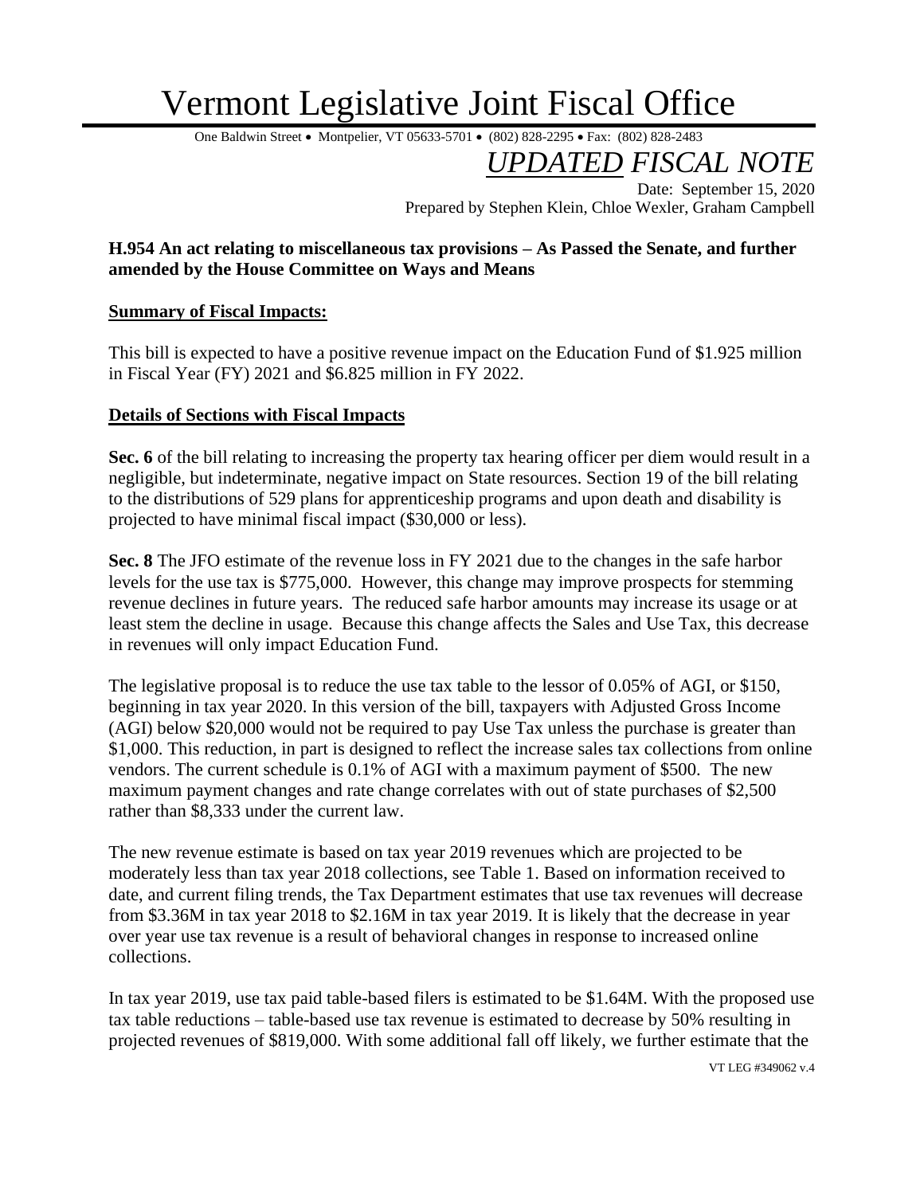# Vermont Legislative Joint Fiscal Office

One Baldwin Street • Montpelier, VT 05633-5701 • (802) 828-2295 • Fax: (802) 828-2483

## *UPDATED FISCAL NOTE*

Date: September 15, 2020

Prepared by Stephen Klein, Chloe Wexler, Graham Campbell

**H.954 An act relating to miscellaneous tax provisions – As Passed the Senate, and further amended by the House Committee on Ways and Means**

**Summary of Fiscal Impacts:**

This bill is expected to have a positive revenue impact on the Education Fund of $1.925 million in Fiscal Year (FY) 2021 and $6.825 million in FY 2022.

**Details of Sections with Fiscal Impacts**

**Sec. 6** of the bill relating to increasing the property tax hearing officer per diem would result in a negligible, but indeterminate, negative impact on State resources. Section 19 of the bill relating to the distributions of 529 plans for apprenticeship programs and upon death and disability is projected to have minimal fiscal impact ($30,000 or less).

**Sec. 8** The JFO estimate of the revenue loss in FY 2021 due to the changes in the safe harbor levels for the use tax is $775,000. However, this change may improve prospects for stemming revenue declines in future years. The reduced safe harbor amounts may increase its usage or at least stem the decline in usage. Because this change affects the Sales and Use Tax, this decrease in revenues will only impact Education Fund.

The legislative proposal is to reduce the use tax table to the lessor of 0.05% of AGI, or $150, beginning in tax year 2020. In this version of the bill, taxpayers with Adjusted Gross Income (AGI) below $20,000 would not be required to pay Use Tax unless the purchase is greater than $1,000. This reduction, in part is designed to reflect the increase sales tax collections from online vendors. The current schedule is 0.1% of AGI with a maximum payment of $500. The new maximum payment changes and rate change correlates with out of state purchases of $2,500 rather than $8,333 under the current law.

The new revenue estimate is based on tax year 2019 revenues which are projected to be moderately less than tax year 2018 collections, see Table 1. Based on information received to date, and current filing trends, the Tax Department estimates that use tax revenues will decrease from $3.36M in tax year 2018 to $2.16M in tax year 2019. It is likely that the decrease in year over year use tax revenue is a result of behavioral changes in response to increased online collections.

In tax year 2019, use tax paid table-based filers is estimated to be $1.64M. With the proposed use tax table reductions – table-based use tax revenue is estimated to decrease by 50% resulting in projected revenues of $819,000. With some additional fall off likely, we further estimate that the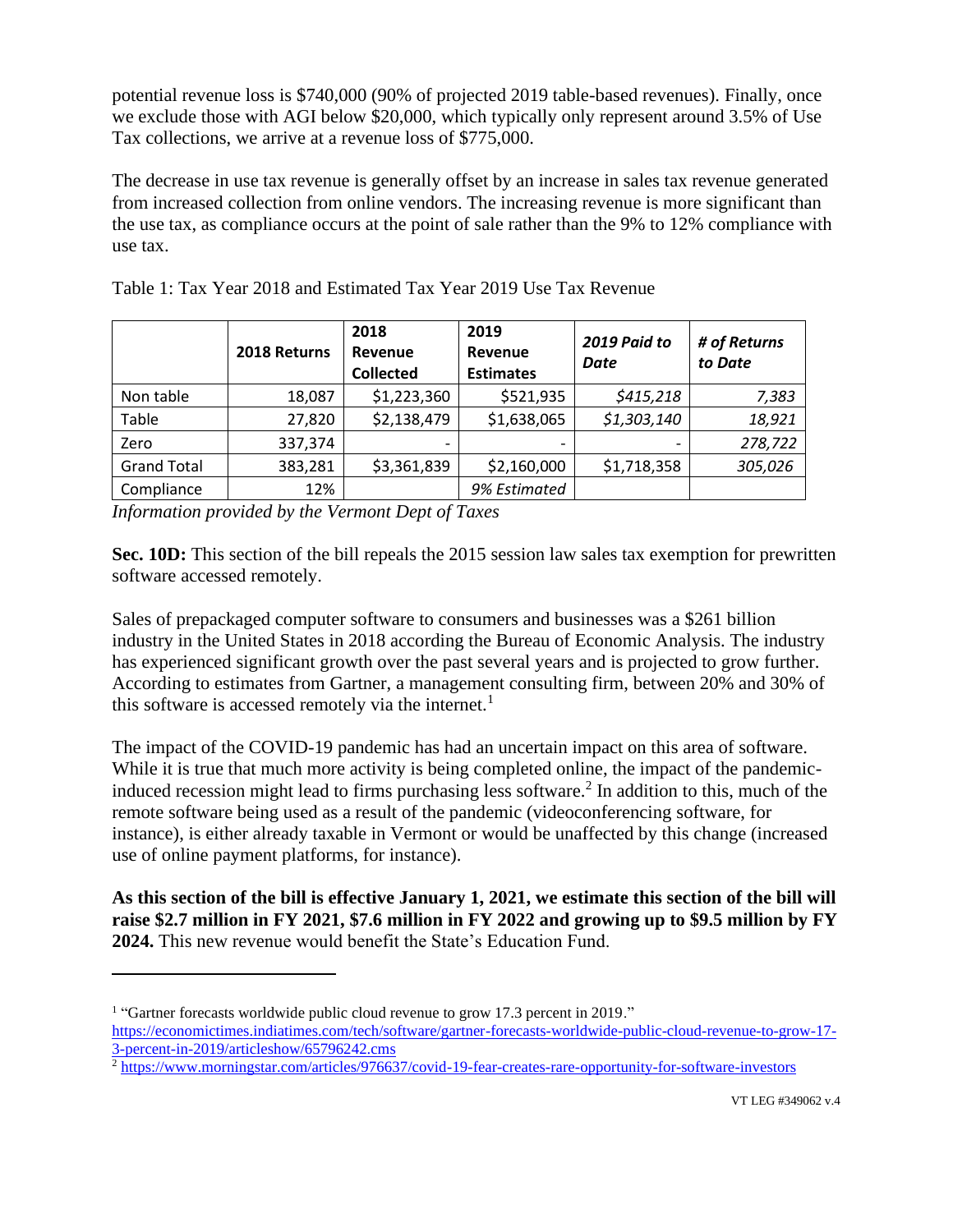potential revenue loss is $740,000 (90% of projected 2019 table-based revenues). Finally, once we exclude those with AGI below $20,000, which typically only represent around 3.5% of Use Tax collections, we arrive at a revenue loss of $775,000.

The decrease in use tax revenue is generally offset by an increase in sales tax revenue generated from increased collection from online vendors. The increasing revenue is more significant than the use tax, as compliance occurs at the point of sale rather than the 9% to 12% compliance with use tax.

Table 1: Tax Year 2018 and Estimated Tax Year 2019 Use Tax Revenue

| | **2018 Returns** | **2018 Revenue Collected** | **2019 Revenue Estimates** | ***2019 Paid to Date*** | ***# of Returns to Date*** |
|---|---|---|---|---|---|
| Non table | 18,087 | $1,223,360 | $521,935 | *$415,218* | *7,383* |
| Table | 27,820 | $2,138,479 | $1,638,065 | *$1,303,140* | *18,921* |
| Zero | 337,374 | - | - | - | *278,722* |
| Grand Total | 383,281 | $3,361,839 | $2,160,000 | $1,718,358 | *305,026* |
| Compliance | 12% | | *9% Estimated* | | |

*Information provided by the Vermont Dept of Taxes*

**Sec. 10D:** This section of the bill repeals the 2015 session law sales tax exemption for prewritten software accessed remotely.

Sales of prepackaged computer software to consumers and businesses was a $261 billion industry in the United States in 2018 according the Bureau of Economic Analysis. The industry has experienced significant growth over the past several years and is projected to grow further. According to estimates from Gartner, a management consulting firm, between 20% and 30% of this software is accessed remotely via the internet.[1]

The impact of the COVID-19 pandemic has had an uncertain impact on this area of software. While it is true that much more activity is being completed online, the impact of the pandemic-induced recession might lead to firms purchasing less software.[2] In addition to this, much of the remote software being used as a result of the pandemic (videoconferencing software, for instance), is either already taxable in Vermont or would be unaffected by this change (increased use of online payment platforms, for instance).

**As this section of the bill is effective January 1, 2021, we estimate this section of the bill will raise $2.7 million in FY 2021, $7.6 million in FY 2022 and growing up to $9.5 million by FY 2024.** This new revenue would benefit the State's Education Fund.

---

[1] "Gartner forecasts worldwide public cloud revenue to grow 17.3 percent in 2019." https://economictimes.indiatimes.com/tech/software/gartner-forecasts-worldwide-public-cloud-revenue-to-grow-17-3-percent-in-2019/articleshow/65796242.cms

[2] https://www.morningstar.com/articles/976637/covid-19-fear-creates-rare-opportunity-for-software-investors

VT LEG #349062 v.4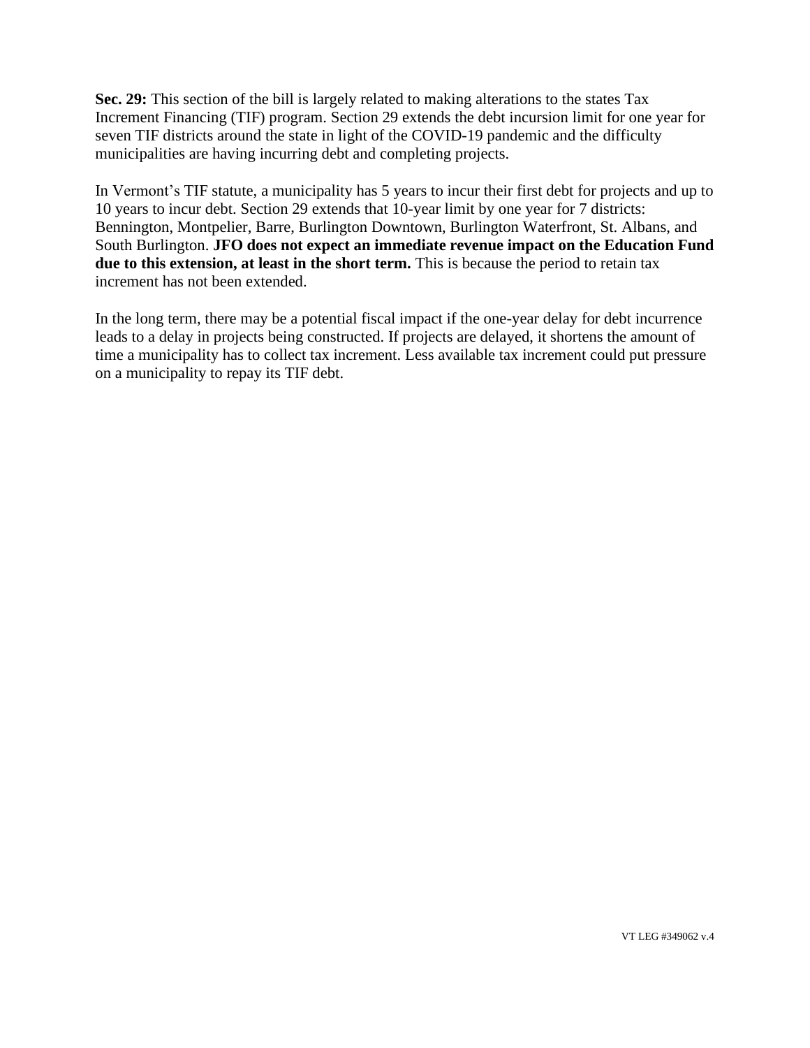**Sec. 29:** This section of the bill is largely related to making alterations to the states Tax Increment Financing (TIF) program. Section 29 extends the debt incursion limit for one year for seven TIF districts around the state in light of the COVID-19 pandemic and the difficulty municipalities are having incurring debt and completing projects.

In Vermont's TIF statute, a municipality has 5 years to incur their first debt for projects and up to 10 years to incur debt. Section 29 extends that 10-year limit by one year for 7 districts: Bennington, Montpelier, Barre, Burlington Downtown, Burlington Waterfront, St. Albans, and South Burlington. **JFO does not expect an immediate revenue impact on the Education Fund due to this extension, at least in the short term.** This is because the period to retain tax increment has not been extended.

In the long term, there may be a potential fiscal impact if the one-year delay for debt incurrence leads to a delay in projects being constructed. If projects are delayed, it shortens the amount of time a municipality has to collect tax increment. Less available tax increment could put pressure on a municipality to repay its TIF debt.

VT LEG #349062 v.4